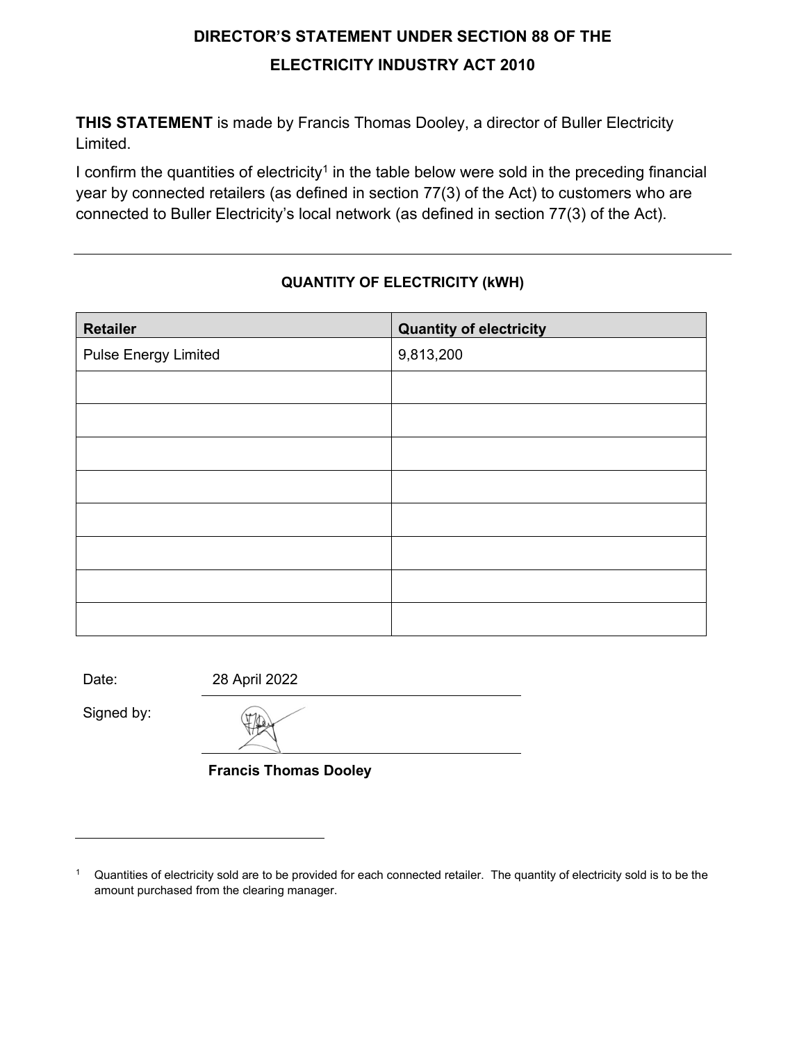# DIRECTOR'S STATEMENT UNDER SECTION 88 OF THE ELECTRICITY INDUSTRY ACT 2010

**THIS STATEMENT** is made by Francis Thomas Dooley, a director of Buller Electricity Limited.

I confirm the quantities of electricity[1] in the table below were sold in the preceding financial year by connected retailers (as defined in section 77(3) of the Act) to customers who are connected to Buller Electricity's local network (as defined in section 77(3) of the Act).

---

**QUANTITY OF ELECTRICITY (kWH)**

| Retailer | Quantity of electricity |
|---|---|
| Pulse Energy Limited | 9,813,200 |
| | |
| | |
| | |
| | |
| | |
| | |
| | |
| | |

Date: 28 April 2022

Signed by:

**Francis Thomas Dooley**

---

[1] Quantities of electricity sold are to be provided for each connected retailer. The quantity of electricity sold is to be the amount purchased from the clearing manager.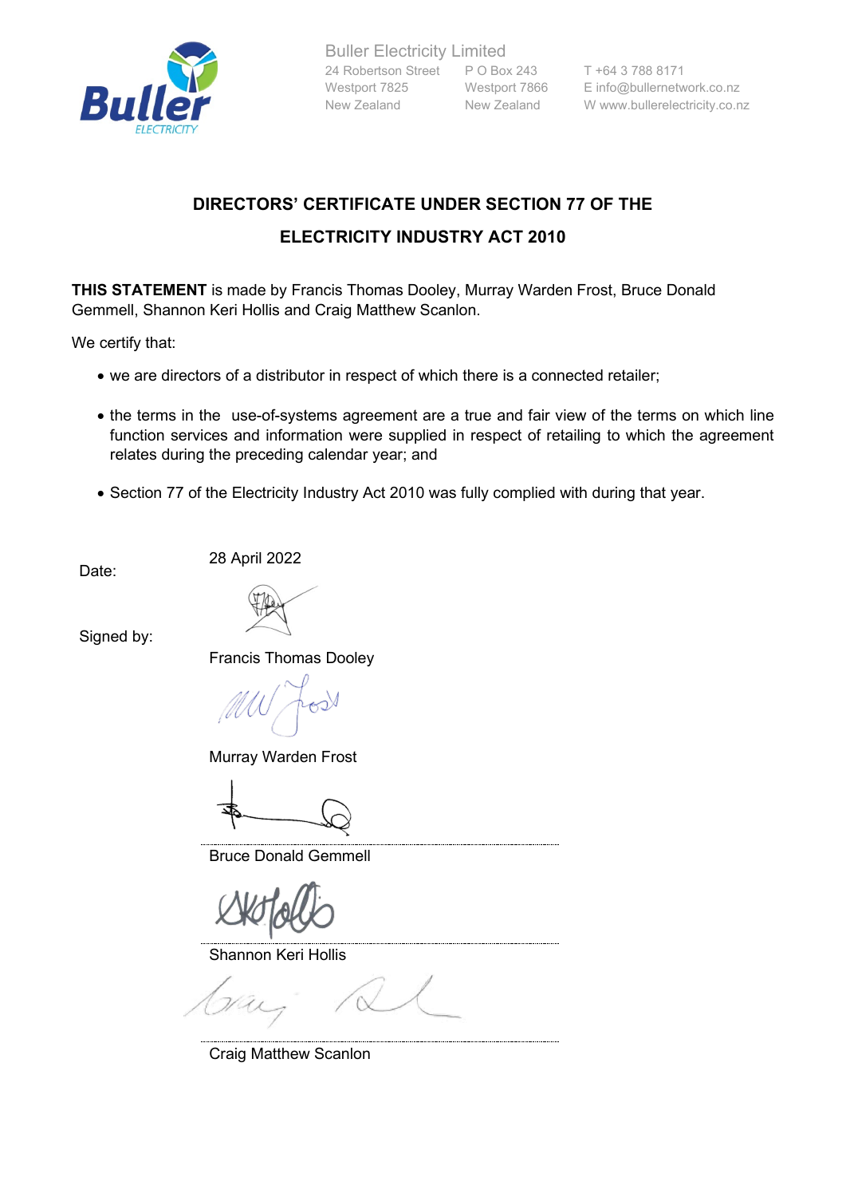Buller Electricity Limited
24 Robertson Street
Westport 7825
New Zealand

P O Box 243
Westport 7866
New Zealand

T +64 3 788 8171
E info@bullernetwork.co.nz
W www.bullerelectricity.co.nz

## DIRECTORS' CERTIFICATE UNDER SECTION 77 OF THE ELECTRICITY INDUSTRY ACT 2010

**THIS STATEMENT** is made by Francis Thomas Dooley, Murray Warden Frost, Bruce Donald Gemmell, Shannon Keri Hollis and Craig Matthew Scanlon.

We certify that:

- we are directors of a distributor in respect of which there is a connected retailer;
- the terms in the use-of-systems agreement are a true and fair view of the terms on which line function services and information were supplied in respect of retailing to which the agreement relates during the preceding calendar year; and
- Section 77 of the Electricity Industry Act 2010 was fully complied with during that year.

Date: 28 April 2022

Signed by:

Francis Thomas Dooley

Murray Warden Frost

Bruce Donald Gemmell

Shannon Keri Hollis

Craig Matthew Scanlon